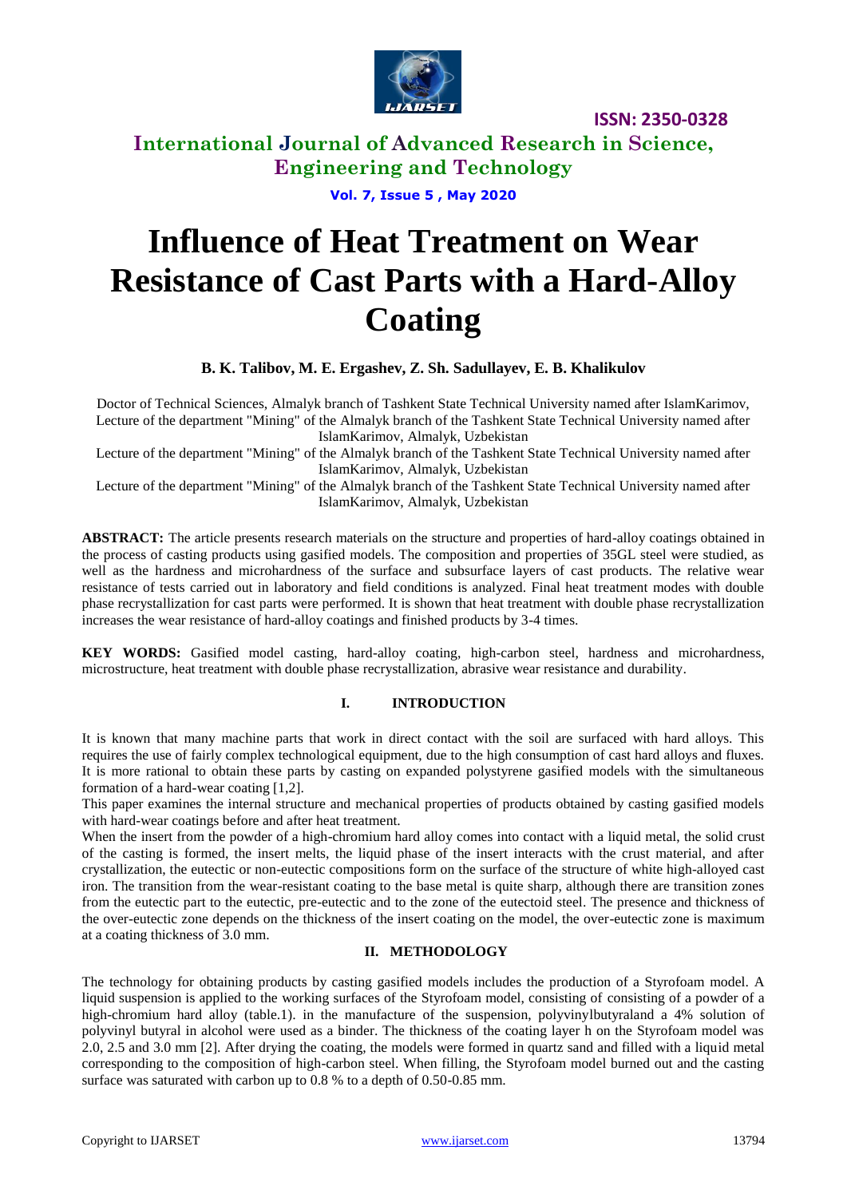# Influence of Heat Treatment on Wear Resistance of Cast Parts with a Hard-Alloy Coating

**B. K. Talibov, M. E. Ergashev, Z. Sh. Sadullayev, E. B. Khalikulov**

Doctor of Technical Sciences, Almalyk branch of Tashkent State Technical University named after IslamKarimov,
Lecture of the department "Mining" of the Almalyk branch of the Tashkent State Technical University named after IslamKarimov, Almalyk, Uzbekistan
Lecture of the department "Mining" of the Almalyk branch of the Tashkent State Technical University named after IslamKarimov, Almalyk, Uzbekistan
Lecture of the department "Mining" of the Almalyk branch of the Tashkent State Technical University named after IslamKarimov, Almalyk, Uzbekistan

**ABSTRACT:** The article presents research materials on the structure and properties of hard-alloy coatings obtained in the process of casting products using gasified models. The composition and properties of 35GL steel were studied, as well as the hardness and microhardness of the surface and subsurface layers of cast products. The relative wear resistance of tests carried out in laboratory and field conditions is analyzed. Final heat treatment modes with double phase recrystallization for cast parts were performed. It is shown that heat treatment with double phase recrystallization increases the wear resistance of hard-alloy coatings and finished products by 3-4 times.

**KEY WORDS:** Gasified model casting, hard-alloy coating, high-carbon steel, hardness and microhardness, microstructure, heat treatment with double phase recrystallization, abrasive wear resistance and durability.

## I. INTRODUCTION

It is known that many machine parts that work in direct contact with the soil are surfaced with hard alloys. This requires the use of fairly complex technological equipment, due to the high consumption of cast hard alloys and fluxes. It is more rational to obtain these parts by casting on expanded polystyrene gasified models with the simultaneous formation of a hard-wear coating [1,2].

This paper examines the internal structure and mechanical properties of products obtained by casting gasified models with hard-wear coatings before and after heat treatment.

When the insert from the powder of a high-chromium hard alloy comes into contact with a liquid metal, the solid crust of the casting is formed, the insert melts, the liquid phase of the insert interacts with the crust material, and after crystallization, the eutectic or non-eutectic compositions form on the surface of the structure of white high-alloyed cast iron. The transition from the wear-resistant coating to the base metal is quite sharp, although there are transition zones from the eutectic part to the eutectic, pre-eutectic and to the zone of the eutectoid steel. The presence and thickness of the over-eutectic zone depends on the thickness of the insert coating on the model, the over-eutectic zone is maximum at a coating thickness of 3.0 mm.

## II. METHODOLOGY

The technology for obtaining products by casting gasified models includes the production of a Styrofoam model. A liquid suspension is applied to the working surfaces of the Styrofoam model, consisting of consisting of a powder of a high-chromium hard alloy (table.1). in the manufacture of the suspension, polyvinylbutyraland a 4% solution of polyvinyl butyral in alcohol were used as a binder. The thickness of the coating layer h on the Styrofoam model was 2.0, 2.5 and 3.0 mm [2]. After drying the coating, the models were formed in quartz sand and filled with a liquid metal corresponding to the composition of high-carbon steel. When filling, the Styrofoam model burned out and the casting surface was saturated with carbon up to 0.8 % to a depth of 0.50-0.85 mm.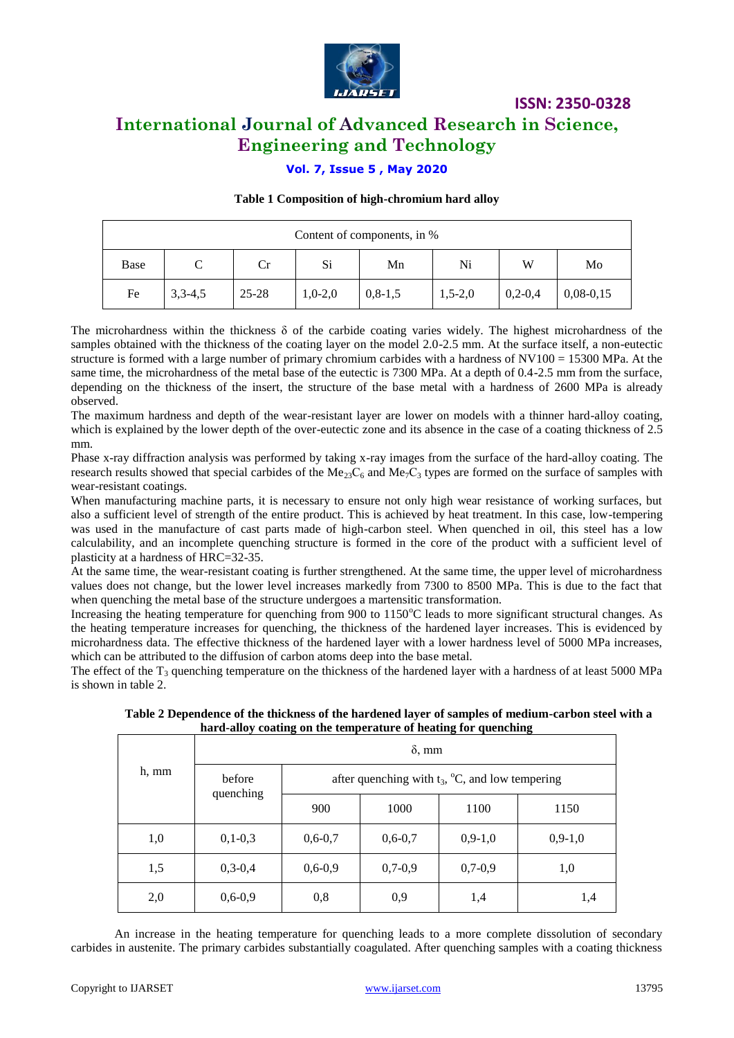**Table 1 Composition of high-chromium hard alloy**

| Content of components, in % | | | | | | | |
|---|---|---|---|---|---|---|---|
| Base | C | Cr | Si | Mn | Ni | W | Mo |
| Fe | 3,3-4,5 | 25-28 | 1,0-2,0 | 0,8-1,5 | 1,5-2,0 | 0,2-0,4 | 0,08-0,15 |

The microhardness within the thickness δ of the carbide coating varies widely. The highest microhardness of the samples obtained with the thickness of the coating layer on the model 2.0-2.5 mm. At the surface itself, a non-eutectic structure is formed with a large number of primary chromium carbides with a hardness of NV100 = 15300 MPa. At the same time, the microhardness of the metal base of the eutectic is 7300 MPa. At a depth of 0.4-2.5 mm from the surface, depending on the thickness of the insert, the structure of the base metal with a hardness of 2600 MPa is already observed.

The maximum hardness and depth of the wear-resistant layer are lower on models with a thinner hard-alloy coating, which is explained by the lower depth of the over-eutectic zone and its absence in the case of a coating thickness of 2.5 mm.

Phase x-ray diffraction analysis was performed by taking x-ray images from the surface of the hard-alloy coating. The research results showed that special carbides of the $Me_{23}C_6$ and $Me_7C_3$ types are formed on the surface of samples with wear-resistant coatings.

When manufacturing machine parts, it is necessary to ensure not only high wear resistance of working surfaces, but also a sufficient level of strength of the entire product. This is achieved by heat treatment. In this case, low-tempering was used in the manufacture of cast parts made of high-carbon steel. When quenched in oil, this steel has a low calculability, and an incomplete quenching structure is formed in the core of the product with a sufficient level of plasticity at a hardness of HRC=32-35.

At the same time, the wear-resistant coating is further strengthened. At the same time, the upper level of microhardness values does not change, but the lower level increases markedly from 7300 to 8500 MPa. This is due to the fact that when quenching the metal base of the structure undergoes a martensitic transformation.

Increasing the heating temperature for quenching from 900 to 1150°C leads to more significant structural changes. As the heating temperature increases for quenching, the thickness of the hardened layer increases. This is evidenced by microhardness data. The effective thickness of the hardened layer with a lower hardness level of 5000 MPa increases, which can be attributed to the diffusion of carbon atoms deep into the base metal.

The effect of the $T_3$ quenching temperature on the thickness of the hardened layer with a hardness of at least 5000 MPa is shown in table 2.

**Table 2 Dependence of the thickness of the hardened layer of samples of medium-carbon steel with a hard-alloy coating on the temperature of heating for quenching**

| h, mm | δ, mm | | | | |
|---|---|---|---|---|---|
| | before quenching | after quenching with $t_3$, °C, and low tempering | | | |
| | | 900 | 1000 | 1100 | 1150 |
| 1,0 | 0,1-0,3 | 0,6-0,7 | 0,6-0,7 | 0,9-1,0 | 0,9-1,0 |
| 1,5 | 0,3-0,4 | 0,6-0,9 | 0,7-0,9 | 0,7-0,9 | 1,0 |
| 2,0 | 0,6-0,9 | 0,8 | 0,9 | 1,4 | 1,4 |

An increase in the heating temperature for quenching leads to a more complete dissolution of secondary carbides in austenite. The primary carbides substantially coagulated. After quenching samples with a coating thickness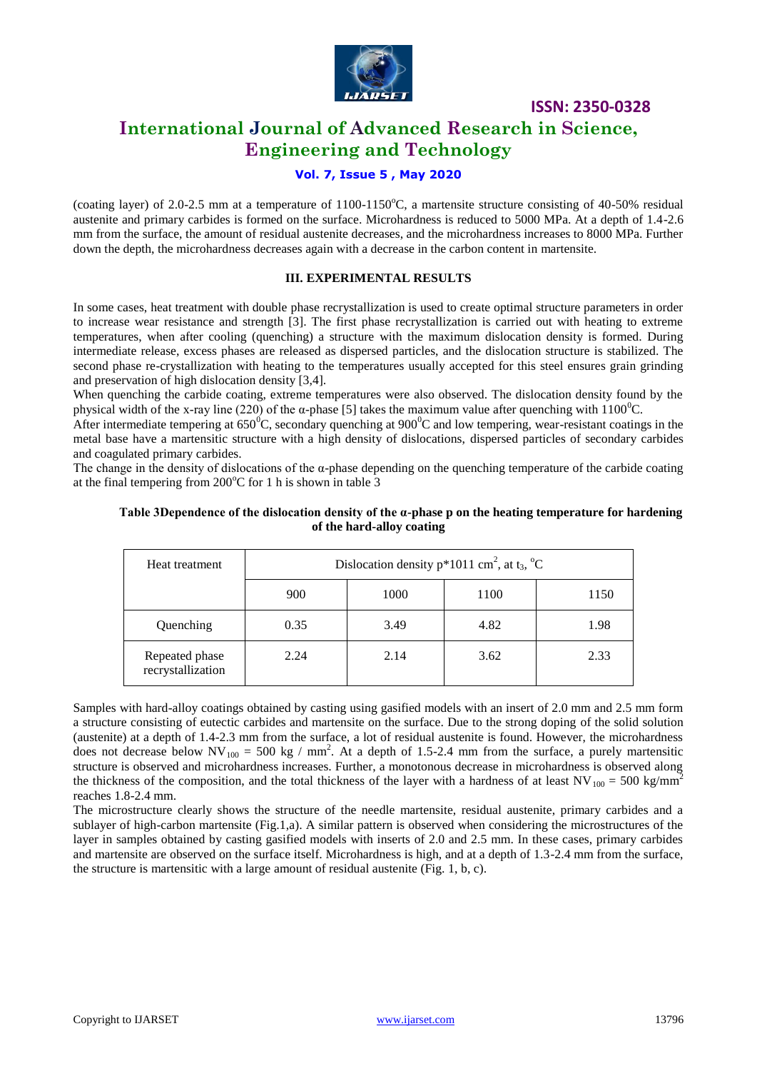(coating layer) of 2.0-2.5 mm at a temperature of 1100-1150°C, a martensite structure consisting of 40-50% residual austenite and primary carbides is formed on the surface. Microhardness is reduced to 5000 MPa. At a depth of 1.4-2.6 mm from the surface, the amount of residual austenite decreases, and the microhardness increases to 8000 MPa. Further down the depth, the microhardness decreases again with a decrease in the carbon content in martensite.

### III. EXPERIMENTAL RESULTS

In some cases, heat treatment with double phase recrystallization is used to create optimal structure parameters in order to increase wear resistance and strength [3]. The first phase recrystallization is carried out with heating to extreme temperatures, when after cooling (quenching) a structure with the maximum dislocation density is formed. During intermediate release, excess phases are released as dispersed particles, and the dislocation structure is stabilized. The second phase re-crystallization with heating to the temperatures usually accepted for this steel ensures grain grinding and preservation of high dislocation density [3,4].

When quenching the carbide coating, extreme temperatures were also observed. The dislocation density found by the physical width of the x-ray line (220) of the α-phase [5] takes the maximum value after quenching with 1100°C.

After intermediate tempering at 650°C, secondary quenching at 900°C and low tempering, wear-resistant coatings in the metal base have a martensitic structure with a high density of dislocations, dispersed particles of secondary carbides and coagulated primary carbides.

The change in the density of dislocations of the α-phase depending on the quenching temperature of the carbide coating at the final tempering from 200°C for 1 h is shown in table 3

**Table 3Dependence of the dislocation density of the α-phase p on the heating temperature for hardening of the hard-alloy coating**

| Heat treatment | Dislocation density p*1011 $cm^2$, at $t_3$, °C | | | |
|---|---|---|---|---|
| | 900 | 1000 | 1100 | 1150 |
| Quenching | 0.35 | 3.49 | 4.82 | 1.98 |
| Repeated phase recrystallization | 2.24 | 2.14 | 3.62 | 2.33 |

Samples with hard-alloy coatings obtained by casting using gasified models with an insert of 2.0 mm and 2.5 mm form a structure consisting of eutectic carbides and martensite on the surface. Due to the strong doping of the solid solution (austenite) at a depth of 1.4-2.3 mm from the surface, a lot of residual austenite is found. However, the microhardness does not decrease below $NV_{100}$ = 500 kg / $mm^2$. At a depth of 1.5-2.4 mm from the surface, a purely martensitic structure is observed and microhardness increases. Further, a monotonous decrease in microhardness is observed along the thickness of the composition, and the total thickness of the layer with a hardness of at least $NV_{100}$ = 500 kg/$mm^2$ reaches 1.8-2.4 mm.

The microstructure clearly shows the structure of the needle martensite, residual austenite, primary carbides and a sublayer of high-carbon martensite (Fig.1,a). A similar pattern is observed when considering the microstructures of the layer in samples obtained by casting gasified models with inserts of 2.0 and 2.5 mm. In these cases, primary carbides and martensite are observed on the surface itself. Microhardness is high, and at a depth of 1.3-2.4 mm from the surface, the structure is martensitic with a large amount of residual austenite (Fig. 1, b, c).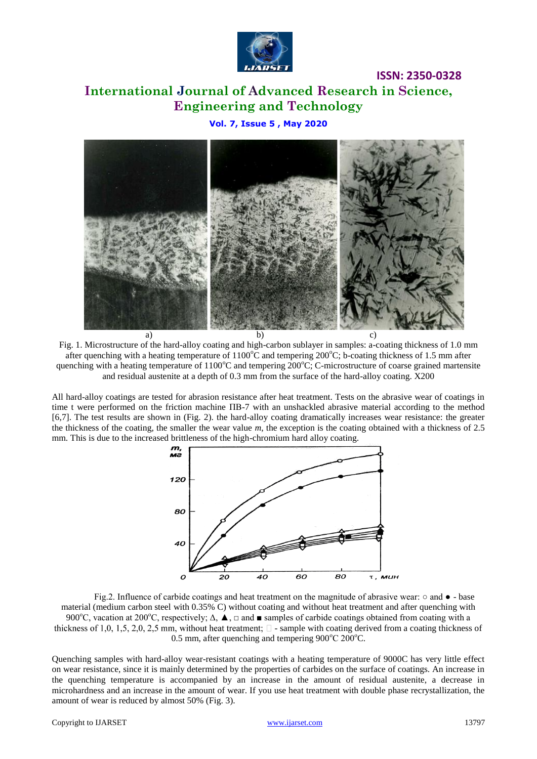a) b) c)

Fig. 1. Microstructure of the hard-alloy coating and high-carbon sublayer in samples: a-coating thickness of 1.0 mm after quenching with a heating temperature of 1100°C and tempering 200°C; b-coating thickness of 1.5 mm after quenching with a heating temperature of 1100°C and tempering 200°C; C-microstructure of coarse grained martensite and residual austenite at a depth of 0.3 mm from the surface of the hard-alloy coating. X200

All hard-alloy coatings are tested for abrasion resistance after heat treatment. Tests on the abrasive wear of coatings in time t were performed on the friction machine ПВ-7 with an unshackled abrasive material according to the method [6,7]. The test results are shown in (Fig. 2). the hard-alloy coating dramatically increases wear resistance: the greater the thickness of the coating, the smaller the wear value *m*, the exception is the coating obtained with a thickness of 2.5 mm. This is due to the increased brittleness of the high-chromium hard alloy coating.

Fig.2. Influence of carbide coatings and heat treatment on the magnitude of abrasive wear: ○ and ● - base material (medium carbon steel with 0.35% C) without coating and without heat treatment and after quenching with 900°C, vacation at 200°C, respectively; Δ, ▲, □ and ■ samples of carbide coatings obtained from coating with a thickness of 1,0, 1,5, 2,0, 2,5 mm, without heat treatment; ◇ - sample with coating derived from a coating thickness of 0.5 mm, after quenching and tempering 900°C 200°C.

Quenching samples with hard-alloy wear-resistant coatings with a heating temperature of 9000C has very little effect on wear resistance, since it is mainly determined by the properties of carbides on the surface of coatings. An increase in the quenching temperature is accompanied by an increase in the amount of residual austenite, a decrease in microhardness and an increase in the amount of wear. If you use heat treatment with double phase recrystallization, the amount of wear is reduced by almost 50% (Fig. 3).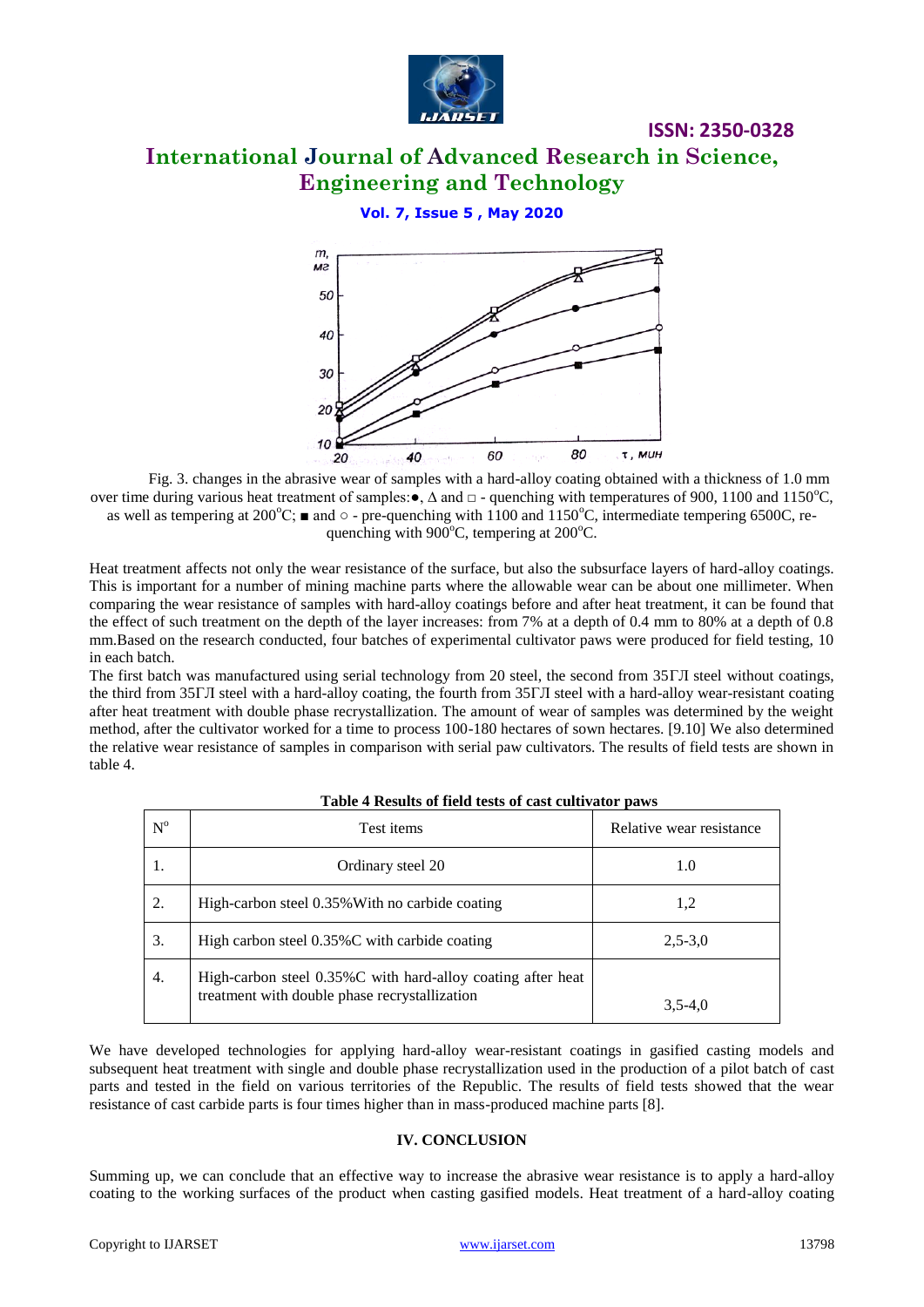Fig. 3. changes in the abrasive wear of samples with a hard-alloy coating obtained with a thickness of 1.0 mm over time during various heat treatment of samples:●, Δ and □ - quenching with temperatures of 900, 1100 and 1150°C, as well as tempering at 200°C; ■ and ○ - pre-quenching with 1100 and 1150°C, intermediate tempering 6500C, re-quenching with 900°C, tempering at 200°C.

Heat treatment affects not only the wear resistance of the surface, but also the subsurface layers of hard-alloy coatings. This is important for a number of mining machine parts where the allowable wear can be about one millimeter. When comparing the wear resistance of samples with hard-alloy coatings before and after heat treatment, it can be found that the effect of such treatment on the depth of the layer increases: from 7% at a depth of 0.4 mm to 80% at a depth of 0.8 mm.Based on the research conducted, four batches of experimental cultivator paws were produced for field testing, 10 in each batch.

The first batch was manufactured using serial technology from 20 steel, the second from 35ГЛ steel without coatings, the third from 35ГЛ steel with a hard-alloy coating, the fourth from 35ГЛ steel with a hard-alloy wear-resistant coating after heat treatment with double phase recrystallization. The amount of wear of samples was determined by the weight method, after the cultivator worked for a time to process 100-180 hectares of sown hectares. [9.10] We also determined the relative wear resistance of samples in comparison with serial paw cultivators. The results of field tests are shown in table 4.

**Table 4 Results of field tests of cast cultivator paws**

| N° | Test items | Relative wear resistance |
|---|---|---|
| 1. | Ordinary steel 20 | 1.0 |
| 2. | High-carbon steel 0.35%With no carbide coating | 1,2 |
| 3. | High carbon steel 0.35%C with carbide coating | 2,5-3,0 |
| 4. | High-carbon steel 0.35%C with hard-alloy coating after heat treatment with double phase recrystallization | 3,5-4,0 |

We have developed technologies for applying hard-alloy wear-resistant coatings in gasified casting models and subsequent heat treatment with single and double phase recrystallization used in the production of a pilot batch of cast parts and tested in the field on various territories of the Republic. The results of field tests showed that the wear resistance of cast carbide parts is four times higher than in mass-produced machine parts [8].

## IV. CONCLUSION

Summing up, we can conclude that an effective way to increase the abrasive wear resistance is to apply a hard-alloy coating to the working surfaces of the product when casting gasified models. Heat treatment of a hard-alloy coating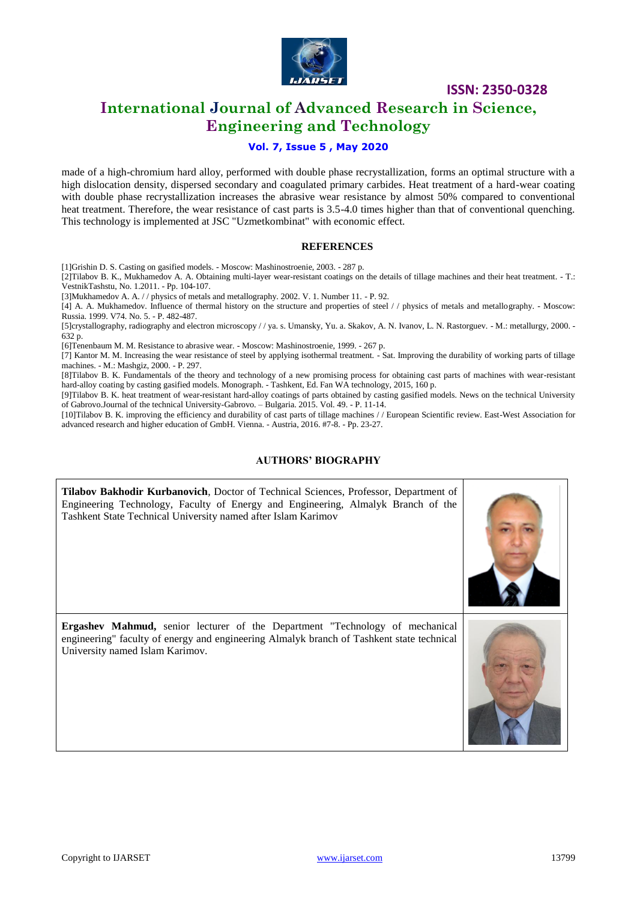made of a high-chromium hard alloy, performed with double phase recrystallization, forms an optimal structure with a high dislocation density, dispersed secondary and coagulated primary carbides. Heat treatment of a hard-wear coating with double phase recrystallization increases the abrasive wear resistance by almost 50% compared to conventional heat treatment. Therefore, the wear resistance of cast parts is 3.5-4.0 times higher than that of conventional quenching. This technology is implemented at JSC "Uzmetkombinat" with economic effect.

## REFERENCES

[1]Grishin D. S. Casting on gasified models. - Moscow: Mashinostroenie, 2003. - 287 p.

[2]Tilabov B. K., Mukhamedov A. A. Obtaining multi-layer wear-resistant coatings on the details of tillage machines and their heat treatment. - T.: VestnikTashstu, No. 1.2011. - Pp. 104-107.

[3]Mukhamedov A. A. / / physics of metals and metallography. 2002. V. 1. Number 11. - P. 92.

[4] A. A. Mukhamedov. Influence of thermal history on the structure and properties of steel / / physics of metals and metallography. - Moscow: Russia. 1999. V74. No. 5. - P. 482-487.

[5]crystallography, radiography and electron microscopy / / ya. s. Umansky, Yu. a. Skakov, A. N. Ivanov, L. N. Rastorguev. - M.: metallurgy, 2000. - 632 p.

[6]Tenenbaum M. M. Resistance to abrasive wear. - Moscow: Mashinostroenie, 1999. - 267 p.

[7] Kantor M. M. Increasing the wear resistance of steel by applying isothermal treatment. - Sat. Improving the durability of working parts of tillage machines. - M.: Mashgiz, 2000. - P. 297.

[8]Tilabov B. K. Fundamentals of the theory and technology of a new promising process for obtaining cast parts of machines with wear-resistant hard-alloy coating by casting gasified models. Monograph. - Tashkent, Ed. Fan WA technology, 2015, 160 p.

[9]Tilabov B. K. heat treatment of wear-resistant hard-alloy coatings of parts obtained by casting gasified models. News on the technical University of Gabrovo.Journal of the technical University-Gabrovo. – Bulgaria. 2015. Vol. 49. - P. 11-14.

[10]Tilabov B. K. improving the efficiency and durability of cast parts of tillage machines / / European Scientific review. East-West Association for advanced research and higher education of GmbH. Vienna. - Austria, 2016. #7-8. - Pp. 23-27.

## AUTHORS' BIOGRAPHY

**Tilabov Bakhodir Kurbanovich**, Doctor of Technical Sciences, Professor, Department of Engineering Technology, Faculty of Energy and Engineering, Almalyk Branch of the Tashkent State Technical University named after Islam Karimov

**Ergashev Mahmud,** senior lecturer of the Department "Technology of mechanical engineering" faculty of energy and engineering Almalyk branch of Tashkent state technical University named Islam Karimov.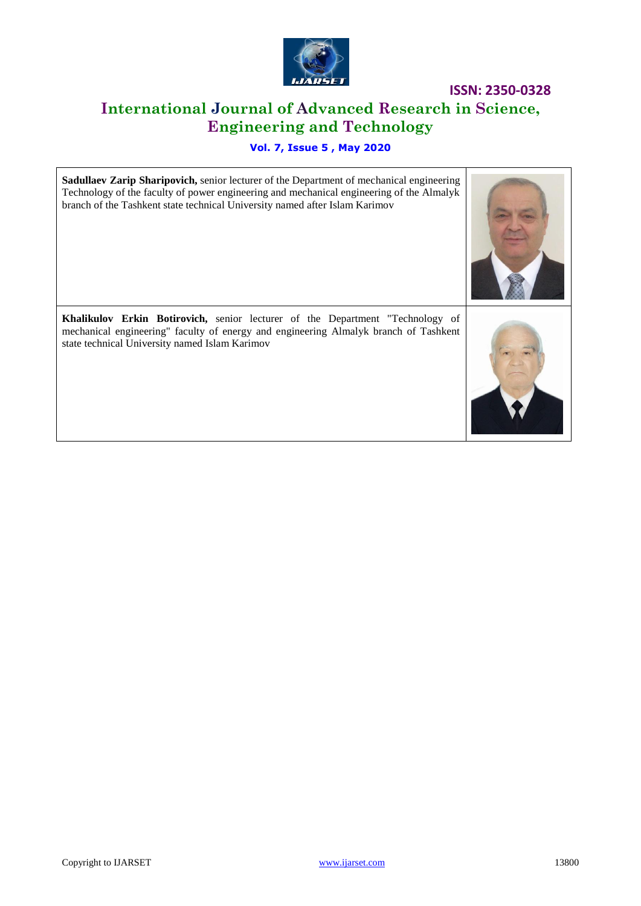| | |
|---|---|
| **Sadullaev Zarip Sharipovich,** senior lecturer of the Department of mechanical engineering Technology of the faculty of power engineering and mechanical engineering of the Almalyk branch of the Tashkent state technical University named after Islam Karimov | |
| **Khalikulov Erkin Botirovich,** senior lecturer of the Department "Technology of mechanical engineering" faculty of energy and engineering Almalyk branch of Tashkent state technical University named Islam Karimov | |